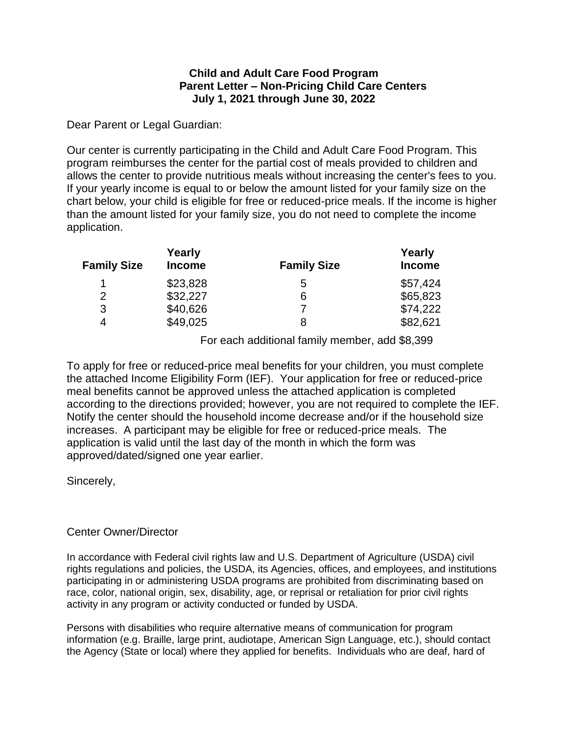**Child and Adult Care Food Program**
**Parent Letter – Non-Pricing Child Care Centers**
**July 1, 2021 through June 30, 2022**

Dear Parent or Legal Guardian:

Our center is currently participating in the Child and Adult Care Food Program. This program reimburses the center for the partial cost of meals provided to children and allows the center to provide nutritious meals without increasing the center's fees to you. If your yearly income is equal to or below the amount listed for your family size on the chart below, your child is eligible for free or reduced-price meals. If the income is higher than the amount listed for your family size, you do not need to complete the income application.

| Family Size | Yearly Income | Family Size | Yearly Income |
|---|---|---|---|
| 1 | $23,828 | 5 | $57,424 |
| 2 | $32,227 | 6 | $65,823 |
| 3 | $40,626 | 7 | $74,222 |
| 4 | $49,025 | 8 | $82,621 |

For each additional family member, add $8,399

To apply for free or reduced-price meal benefits for your children, you must complete the attached Income Eligibility Form (IEF). Your application for free or reduced-price meal benefits cannot be approved unless the attached application is completed according to the directions provided; however, you are not required to complete the IEF. Notify the center should the household income decrease and/or if the household size increases. A participant may be eligible for free or reduced-price meals. The application is valid until the last day of the month in which the form was approved/dated/signed one year earlier.

Sincerely,

Center Owner/Director

In accordance with Federal civil rights law and U.S. Department of Agriculture (USDA) civil rights regulations and policies, the USDA, its Agencies, offices, and employees, and institutions participating in or administering USDA programs are prohibited from discriminating based on race, color, national origin, sex, disability, age, or reprisal or retaliation for prior civil rights activity in any program or activity conducted or funded by USDA.

Persons with disabilities who require alternative means of communication for program information (e.g. Braille, large print, audiotape, American Sign Language, etc.), should contact the Agency (State or local) where they applied for benefits. Individuals who are deaf, hard of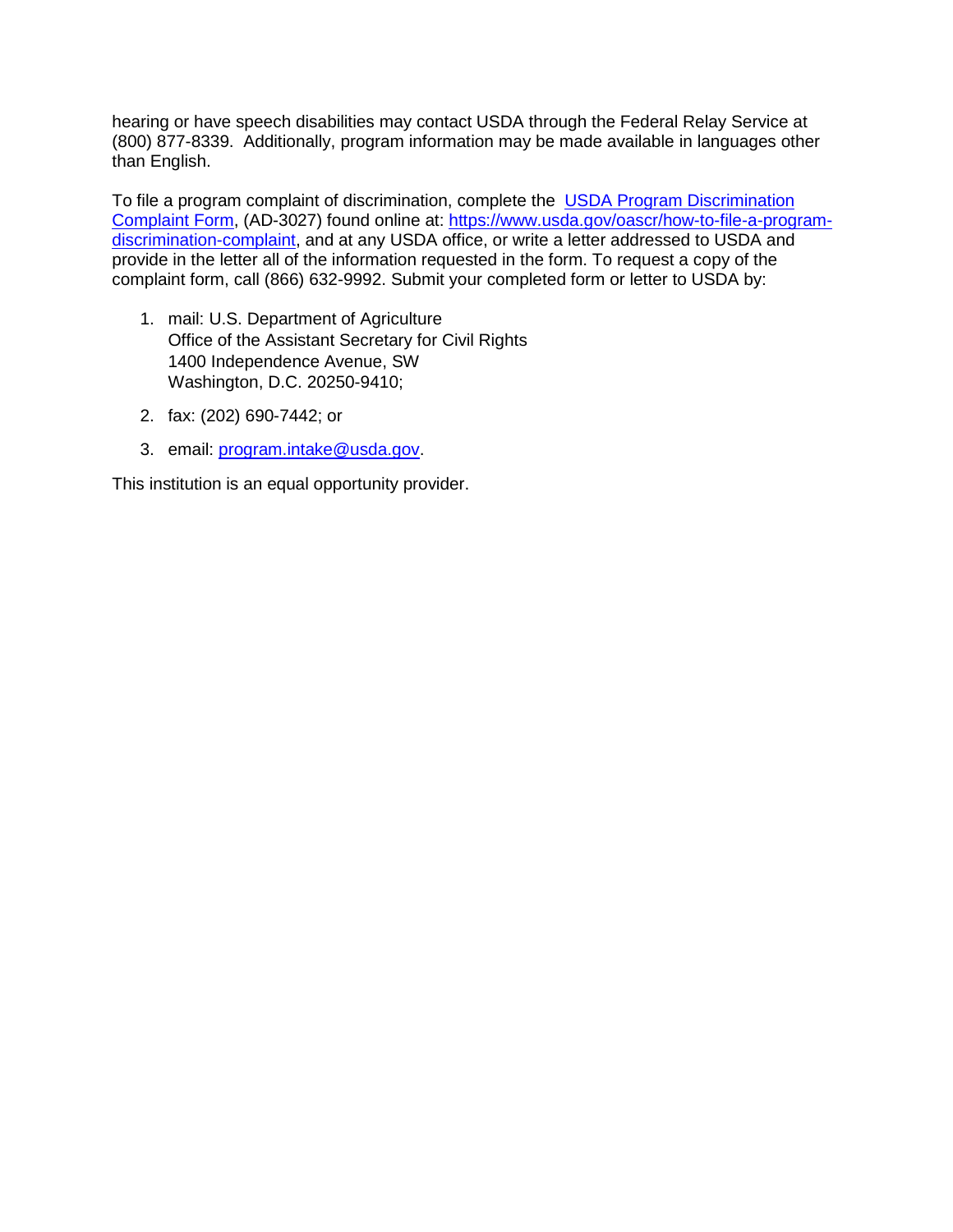hearing or have speech disabilities may contact USDA through the Federal Relay Service at (800) 877-8339. Additionally, program information may be made available in languages other than English.

To file a program complaint of discrimination, complete the [USDA Program Discrimination Complaint Form](https://www.usda.gov/oascr/how-to-file-a-program-discrimination-complaint), (AD-3027) found online at: [https://www.usda.gov/oascr/how-to-file-a-program-discrimination-complaint](https://www.usda.gov/oascr/how-to-file-a-program-discrimination-complaint), and at any USDA office, or write a letter addressed to USDA and provide in the letter all of the information requested in the form. To request a copy of the complaint form, call (866) 632-9992. Submit your completed form or letter to USDA by:

1. mail: U.S. Department of Agriculture
   Office of the Assistant Secretary for Civil Rights
   1400 Independence Avenue, SW
   Washington, D.C. 20250-9410;
2. fax: (202) 690-7442; or
3. email: [program.intake@usda.gov](mailto:program.intake@usda.gov).

This institution is an equal opportunity provider.